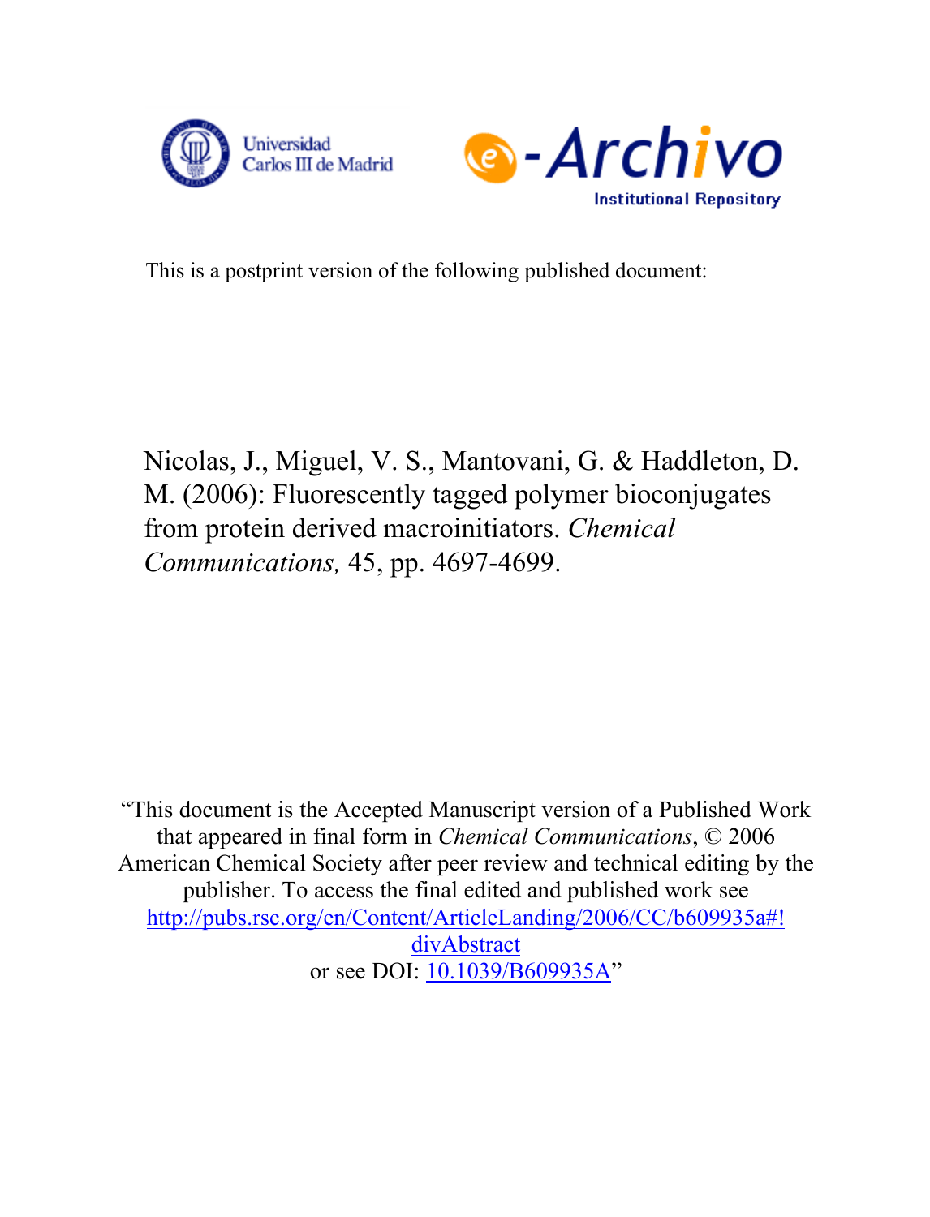Universidad Carlos III de Madrid

e-Archivo Institutional Repository

This is a postprint version of the following published document:

Nicolas, J., Miguel, V. S., Mantovani, G. & Haddleton, D. M. (2006): Fluorescently tagged polymer bioconjugates from protein derived macroinitiators. *Chemical Communications,* 45, pp. 4697-4699.

"This document is the Accepted Manuscript version of a Published Work that appeared in final form in *Chemical Communications*, © 2006 American Chemical Society after peer review and technical editing by the publisher. To access the final edited and published work see [http://pubs.rsc.org/en/Content/ArticleLanding/2006/CC/b609935a#!divAbstract](http://pubs.rsc.org/en/Content/ArticleLanding/2006/CC/b609935a#!divAbstract) or see DOI: [10.1039/B609935A](10.1039/B609935A)"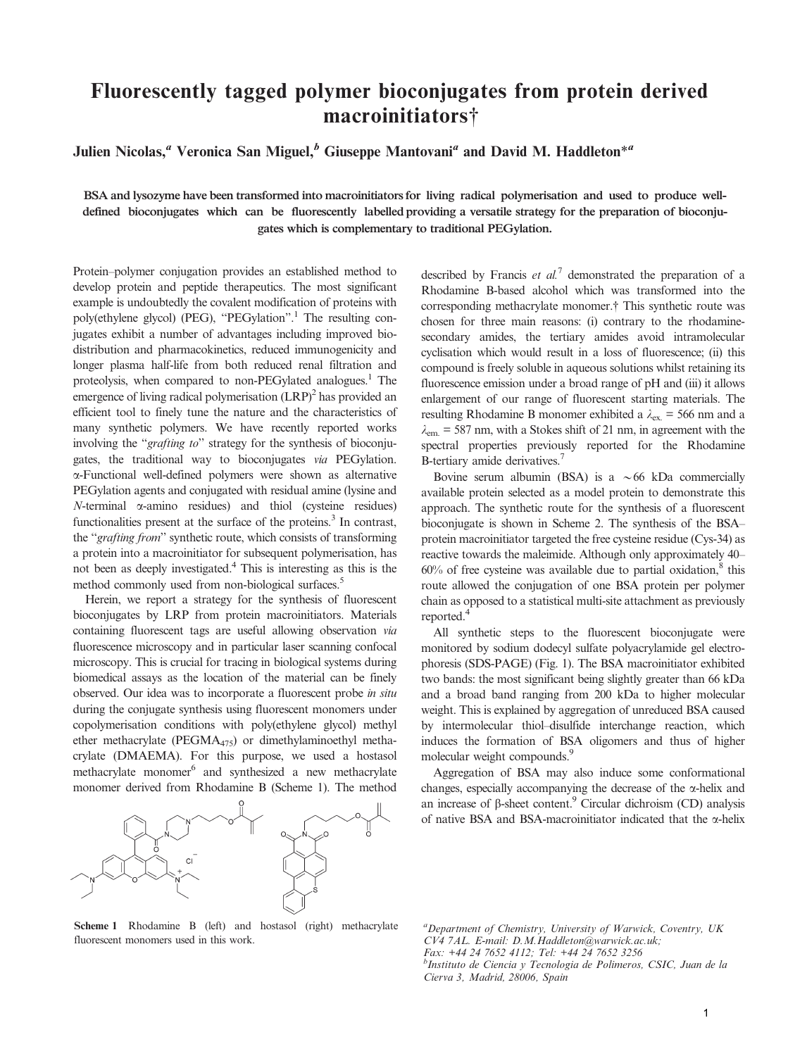# Fluorescently tagged polymer bioconjugates from protein derived macroinitiators†

**Julien Nicolas,[a] Veronica San Miguel,[b] Giuseppe Mantovani[a] and David M. Haddleton*[a]**

**BSA and lysozyme have been transformed into macroinitiators for living radical polymerisation and used to produce well-defined bioconjugates which can be fluorescently labelled providing a versatile strategy for the preparation of bioconjugates which is complementary to traditional PEGylation.**

Protein–polymer conjugation provides an established method to develop protein and peptide therapeutics. The most significant example is undoubtedly the covalent modification of proteins with poly(ethylene glycol) (PEG), "PEGylation".[1] The resulting conjugates exhibit a number of advantages including improved biodistribution and pharmacokinetics, reduced immunogenicity and longer plasma half-life from both reduced renal filtration and proteolysis, when compared to non-PEGylated analogues.[1] The emergence of living radical polymerisation (LRP)[2] has provided an efficient tool to finely tune the nature and the characteristics of many synthetic polymers. We have recently reported works involving the "*grafting to*" strategy for the synthesis of bioconjugates, the traditional way to bioconjugates *via* PEGylation. α-Functional well-defined polymers were shown as alternative PEGylation agents and conjugated with residual amine (lysine and *N*-terminal α-amino residues) and thiol (cysteine residues) functionalities present at the surface of the proteins.[3] In contrast, the "*grafting from*" synthetic route, which consists of transforming a protein into a macroinitiator for subsequent polymerisation, has not been as deeply investigated.[4] This is interesting as this is the method commonly used from non-biological surfaces.[5]

Herein, we report a strategy for the synthesis of fluorescent bioconjugates by LRP from protein macroinitiators. Materials containing fluorescent tags are useful allowing observation *via* fluorescence microscopy and in particular laser scanning confocal microscopy. This is crucial for tracing in biological systems during biomedical assays as the location of the material can be finely observed. Our idea was to incorporate a fluorescent probe *in situ* during the conjugate synthesis using fluorescent monomers under copolymerisation conditions with poly(ethylene glycol) methyl ether methacrylate ($PEGMA_{475}$) or dimethylaminoethyl methacrylate (DMAEMA). For this purpose, we used a hostasol methacrylate monomer[6] and synthesized a new methacrylate monomer derived from Rhodamine B (Scheme 1). The method described by Francis *et al.*[7] demonstrated the preparation of a Rhodamine B-based alcohol which was transformed into the corresponding methacrylate monomer.† This synthetic route was chosen for three main reasons: (i) contrary to the rhodamine-secondary amides, the tertiary amides avoid intramolecular cyclisation which would result in a loss of fluorescence; (ii) this compound is freely soluble in aqueous solutions whilst retaining its fluorescence emission under a broad range of pH and (iii) it allows enlargement of our range of fluorescent starting materials. The resulting Rhodamine B monomer exhibited a $\lambda_{ex.}$ = 566 nm and a $\lambda_{em.}$ = 587 nm, with a Stokes shift of 21 nm, in agreement with the spectral properties previously reported for the Rhodamine B-tertiary amide derivatives.[7]

**Scheme 1** Rhodamine B (left) and hostasol (right) methacrylate fluorescent monomers used in this work.

Bovine serum albumin (BSA) is a ~66 kDa commercially available protein selected as a model protein to demonstrate this approach. The synthetic route for the synthesis of a fluorescent bioconjugate is shown in Scheme 2. The synthesis of the BSA–protein macroinitiator targeted the free cysteine residue (Cys-34) as reactive towards the maleimide. Although only approximately 40–60% of free cysteine was available due to partial oxidation,[8] this route allowed the conjugation of one BSA protein per polymer chain as opposed to a statistical multi-site attachment as previously reported.[4]

All synthetic steps to the fluorescent bioconjugate were monitored by sodium dodecyl sulfate polyacrylamide gel electrophoresis (SDS-PAGE) (Fig. 1). The BSA macroinitiator exhibited two bands: the most significant being slightly greater than 66 kDa and a broad band ranging from 200 kDa to higher molecular weight. This is explained by aggregation of unreduced BSA caused by intermolecular thiol–disulfide interchange reaction, which induces the formation of BSA oligomers and thus of higher molecular weight compounds.[9]

Aggregation of BSA may also induce some conformational changes, especially accompanying the decrease of the α-helix and an increase of β-sheet content.[9] Circular dichroism (CD) analysis of native BSA and BSA-macroinitiator indicated that the α-helix

[a]Department of Chemistry, University of Warwick, Coventry, UK CV4 7AL. E-mail: D.M.Haddleton@warwick.ac.uk; Fax: +44 24 7652 4112; Tel: +44 24 7652 3256

[b]Instituto de Ciencia y Tecnologia de Polimeros, CSIC, Juan de la Cierva 3, Madrid, 28006, Spain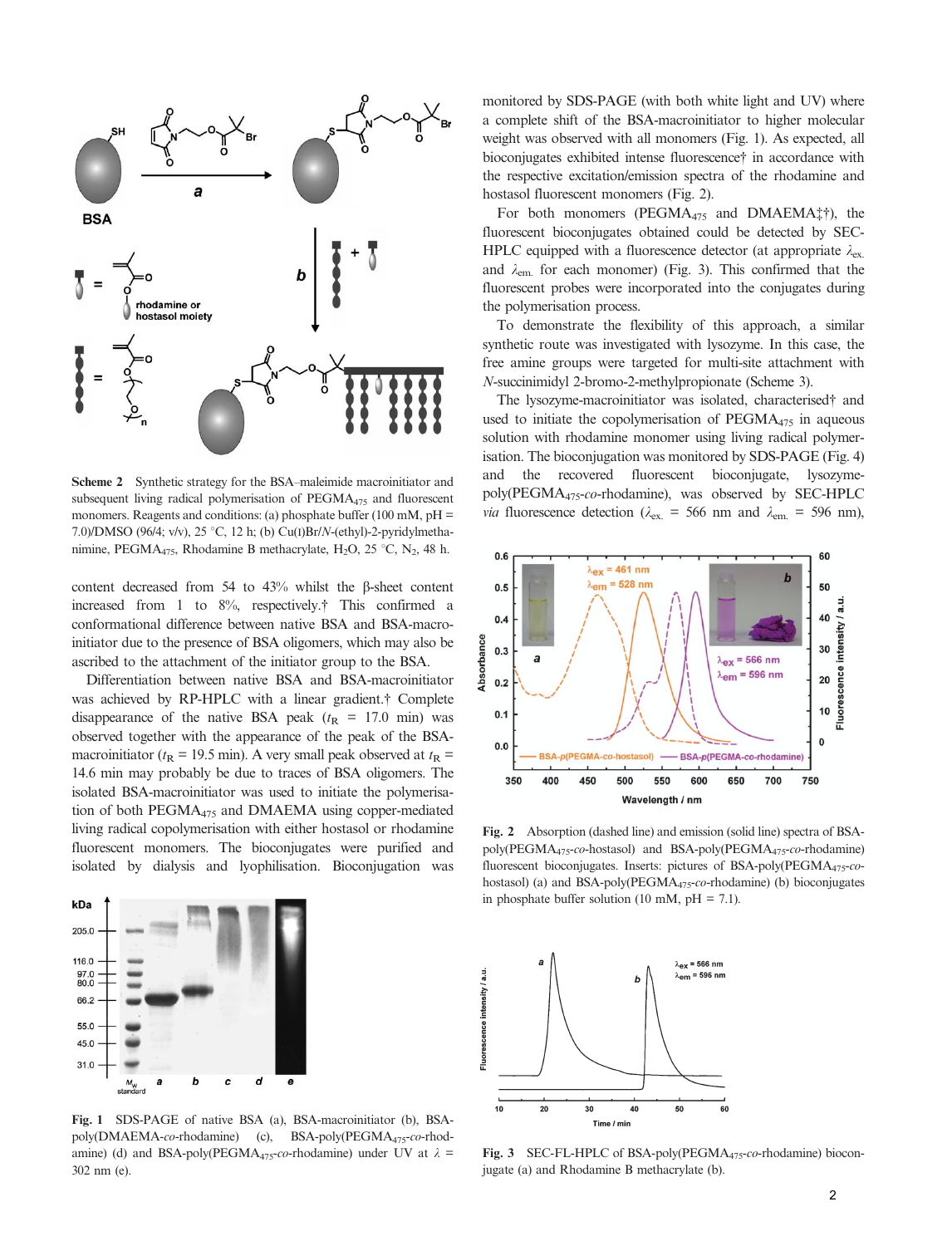Scheme 2 Synthetic strategy for the BSA–maleimide macroinitiator and subsequent living radical polymerisation of $PEGMA_{475}$ and fluorescent monomers. Reagents and conditions: (a) phosphate buffer (100 mM, pH = 7.0)/DMSO (96/4; v/v), 25 °C, 12 h; (b) Cu(I)Br/*N*-(ethyl)-2-pyridylmethanimine, $PEGMA_{475}$, Rhodamine B methacrylate, $H_2O$, 25 °C, $N_2$, 48 h.

content decreased from 54 to 43% whilst the β-sheet content increased from 1 to 8%, respectively.† This confirmed a conformational difference between native BSA and BSA-macroinitiator due to the presence of BSA oligomers, which may also be ascribed to the attachment of the initiator group to the BSA.

Differentiation between native BSA and BSA-macroinitiator was achieved by RP-HPLC with a linear gradient.† Complete disappearance of the native BSA peak ($t_R$ = 17.0 min) was observed together with the appearance of the peak of the BSA-macroinitiator ($t_R$ = 19.5 min). A very small peak observed at $t_R$ = 14.6 min may probably be due to traces of BSA oligomers. The isolated BSA-macroinitiator was used to initiate the polymerisation of both $PEGMA_{475}$ and DMAEMA using copper-mediated living radical copolymerisation with either hostasol or rhodamine fluorescent monomers. The bioconjugates were purified and isolated by dialysis and lyophilisation. Bioconjugation was monitored by SDS-PAGE (with both white light and UV) where a complete shift of the BSA-macroinitiator to higher molecular weight was observed with all monomers (Fig. 1). As expected, all bioconjugates exhibited intense fluorescence† in accordance with the respective excitation/emission spectra of the rhodamine and hostasol fluorescent monomers (Fig. 2).

For both monomers ($PEGMA_{475}$ and DMAEMA‡†), the fluorescent bioconjugates obtained could be detected by SEC-HPLC equipped with a fluorescence detector (at appropriate $\lambda_{ex.}$ and $\lambda_{em.}$ for each monomer) (Fig. 3). This confirmed that the fluorescent probes were incorporated into the conjugates during the polymerisation process.

To demonstrate the flexibility of this approach, a similar synthetic route was investigated with lysozyme. In this case, the free amine groups were targeted for multi-site attachment with *N*-succinimidyl 2-bromo-2-methylpropionate (Scheme 3).

The lysozyme-macroinitiator was isolated, characterised† and used to initiate the copolymerisation of $PEGMA_{475}$ in aqueous solution with rhodamine monomer using living radical polymerisation. The bioconjugation was monitored by SDS-PAGE (Fig. 4) and the recovered fluorescent bioconjugate, lysozyme-poly($PEGMA_{475}$-*co*-rhodamine), was observed by SEC-HPLC *via* fluorescence detection ($\lambda_{ex.}$ = 566 nm and $\lambda_{em.}$ = 596 nm),

Fig. 1 SDS-PAGE of native BSA (a), BSA-macroinitiator (b), BSA-poly(DMAEMA-*co*-rhodamine) (c), BSA-poly($PEGMA_{475}$-*co*-rhodamine) (d) and BSA-poly($PEGMA_{475}$-*co*-rhodamine) under UV at $\lambda$ = 302 nm (e).

Fig. 2 Absorption (dashed line) and emission (solid line) spectra of BSA-poly($PEGMA_{475}$-*co*-hostasol) and BSA-poly($PEGMA_{475}$-*co*-rhodamine) fluorescent bioconjugates. Inserts: pictures of BSA-poly($PEGMA_{475}$-*co*-hostasol) (a) and BSA-poly($PEGMA_{475}$-*co*-rhodamine) (b) bioconjugates in phosphate buffer solution (10 mM, pH = 7.1).

Fig. 3 SEC-FL-HPLC of BSA-poly($PEGMA_{475}$-*co*-rhodamine) bioconjugate (a) and Rhodamine B methacrylate (b).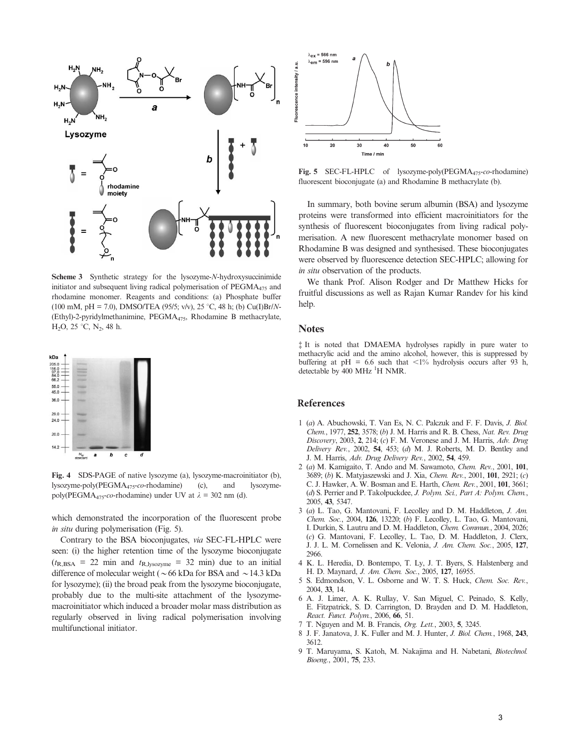Scheme 3 Synthetic strategy for the lysozyme-*N*-hydroxysuccinimide initiator and subsequent living radical polymerisation of $PEGMA_{475}$ and rhodamine monomer. Reagents and conditions: (a) Phosphate buffer (100 mM, pH = 7.0), DMSO/TEA (95/5; v/v), 25 °C, 48 h; (b) Cu(I)Br/*N*-(Ethyl)-2-pyridylmethanimine, $PEGMA_{475}$, Rhodamine B methacrylate, $H_2O$, 25 °C, $N_2$, 48 h.

Fig. 4 SDS-PAGE of native lysozyme (a), lysozyme-macroinitiator (b), lysozyme-poly($PEGMA_{475}$-*co*-rhodamine) (c), and lysozyme-poly($PEGMA_{475}$-*co*-rhodamine) under UV at $\lambda$ = 302 nm (d).

which demonstrated the incorporation of the fluorescent probe *in situ* during polymerisation (Fig. 5).

Contrary to the BSA bioconjugates, *via* SEC-FL-HPLC were seen: (i) the higher retention time of the lysozyme bioconjugate ($t_{R,BSA}$ = 22 min and $t_{R,lysozyme}$ = 32 min) due to an initial difference of molecular weight (~66 kDa for BSA and ~14.3 kDa for lysozyme); (ii) the broad peak from the lysozyme bioconjugate, probably due to the multi-site attachment of the lysozyme-macroinitiator which induced a broader molar mass distribution as regularly observed in living radical polymerisation involving multifunctional initiator.

Fig. 5 SEC-FL-HPLC of lysozyme-poly($PEGMA_{475}$-*co*-rhodamine) fluorescent bioconjugate (a) and Rhodamine B methacrylate (b).

In summary, both bovine serum albumin (BSA) and lysozyme proteins were transformed into efficient macroinitiators for the synthesis of fluorescent bioconjugates from living radical polymerisation. A new fluorescent methacrylate monomer based on Rhodamine B was designed and synthesised. These bioconjugates were observed by fluorescence detection SEC-HPLC; allowing for *in situ* observation of the products.

We thank Prof. Alison Rodger and Dr Matthew Hicks for fruitful discussions as well as Rajan Kumar Randev for his kind help.

## Notes

‡ It is noted that DMAEMA hydrolyses rapidly in pure water to methacrylic acid and the amino alcohol, however, this is suppressed by buffering at pH = 6.6 such that <1% hydrolysis occurs after 93 h, detectable by 400 MHz $^1$H NMR.

## References

1 (*a*) A. Abuchowski, T. Van Es, N. C. Palczuk and F. F. Davis, *J. Biol. Chem.*, 1977, **252**, 3578; (*b*) J. M. Harris and R. B. Chess, *Nat. Rev. Drug Discovery*, 2003, **2**, 214; (*c*) F. M. Veronese and J. M. Harris, *Adv. Drug Delivery Rev.*, 2002, **54**, 453; (*d*) M. J. Roberts, M. D. Bentley and J. M. Harris, *Adv. Drug Delivery Rev.*, 2002, **54**, 459.

2 (*a*) M. Kamigaito, T. Ando and M. Sawamoto, *Chem. Rev.*, 2001, **101**, 3689; (*b*) K. Matyjaszewski and J. Xia, *Chem. Rev.*, 2001, **101**, 2921; (*c*) C. J. Hawker, A. W. Bosman and E. Harth, *Chem. Rev.*, 2001, **101**, 3661; (*d*) S. Perrier and P. Takolpuckdee, *J. Polym. Sci., Part A: Polym. Chem.*, 2005, **43**, 5347.

3 (*a*) L. Tao, G. Mantovani, F. Lecolley and D. M. Haddleton, *J. Am. Chem. Soc.*, 2004, **126**, 13220; (*b*) F. Lecolley, L. Tao, G. Mantovani, I. Durkin, S. Lautru and D. M. Haddleton, *Chem. Commun.*, 2004, 2026; (*c*) G. Mantovani, F. Lecolley, L. Tao, D. M. Haddleton, J. Clerx, J. J. L. M. Cornelissen and K. Velonia, *J. Am. Chem. Soc.*, 2005, **127**, 2966.

4 K. L. Heredia, D. Bontempo, T. Ly, J. T. Byers, S. Halstenberg and H. D. Maynard, *J. Am. Chem. Soc.*, 2005, **127**, 16955.

5 S. Edmondson, V. L. Osborne and W. T. S. Huck, *Chem. Soc. Rev.*, 2004, **33**, 14.

6 A. J. Limer, A. K. Rullay, V. San Miguel, C. Peinado, S. Kelly, E. Fitzpatrick, S. D. Carrington, D. Brayden and D. M. Haddleton, *React. Funct. Polym.*, 2006, **66**, 51.

7 T. Nguyen and M. B. Francis, *Org. Lett.*, 2003, **5**, 3245.

8 J. F. Janatova, J. K. Fuller and M. J. Hunter, *J. Biol. Chem.*, 1968, **243**, 3612.

9 T. Maruyama, S. Katoh, M. Nakajima and H. Nabetani, *Biotechnol. Bioeng.*, 2001, **75**, 233.